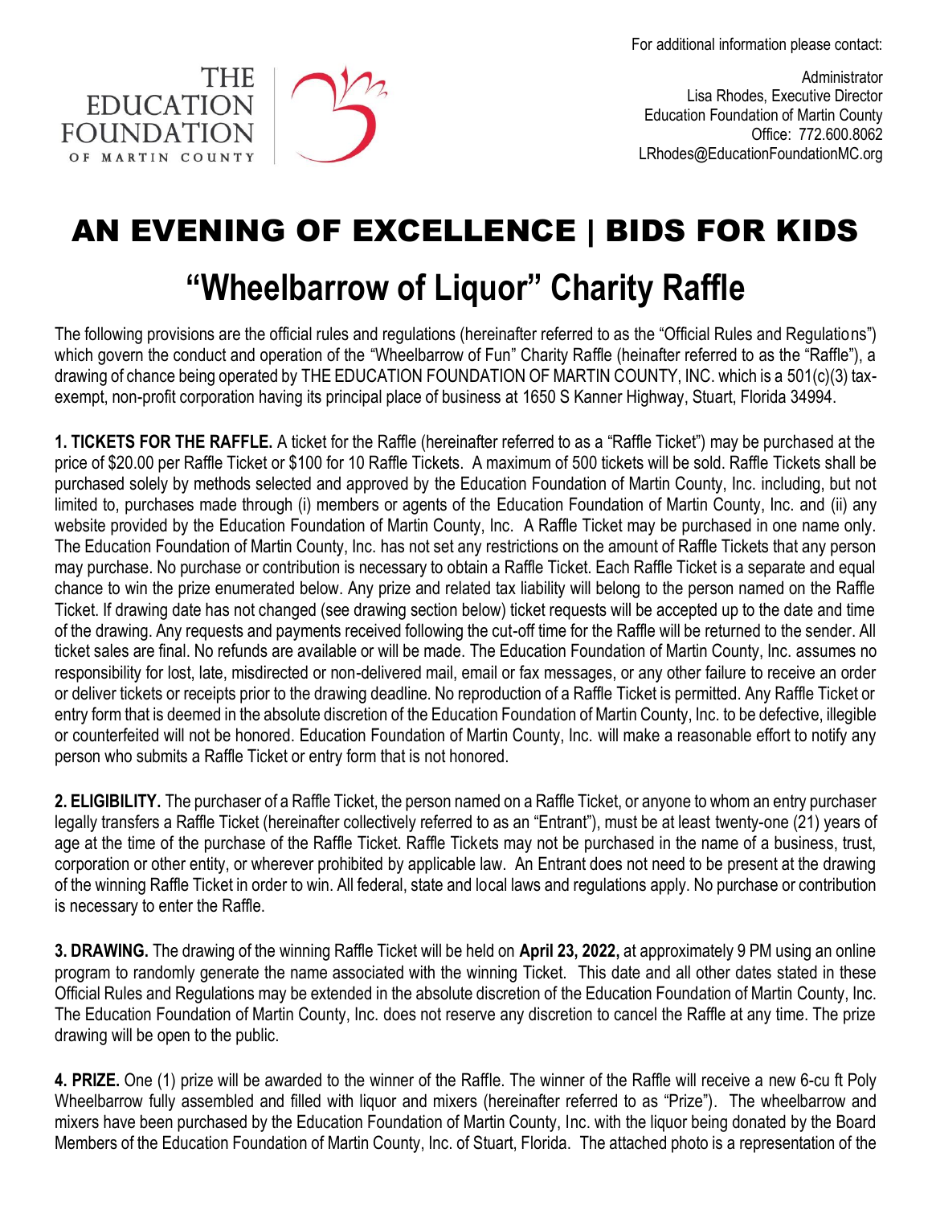For additional information please contact:

THE EDUCATION FOUNDATION OF MARTIN COUNTY

Administrator
Lisa Rhodes, Executive Director
Education Foundation of Martin County
Office: 772.600.8062
LRhodes@EducationFoundationMC.org

# AN EVENING OF EXCELLENCE | BIDS FOR KIDS

# "Wheelbarrow of Liquor" Charity Raffle

The following provisions are the official rules and regulations (hereinafter referred to as the "Official Rules and Regulations") which govern the conduct and operation of the "Wheelbarrow of Fun" Charity Raffle (heinafter referred to as the "Raffle"), a drawing of chance being operated by THE EDUCATION FOUNDATION OF MARTIN COUNTY, INC. which is a 501(c)(3) tax-exempt, non-profit corporation having its principal place of business at 1650 S Kanner Highway, Stuart, Florida 34994.

**1. TICKETS FOR THE RAFFLE.** A ticket for the Raffle (hereinafter referred to as a "Raffle Ticket") may be purchased at the price of $20.00 per Raffle Ticket or $100 for 10 Raffle Tickets. A maximum of 500 tickets will be sold. Raffle Tickets shall be purchased solely by methods selected and approved by the Education Foundation of Martin County, Inc. including, but not limited to, purchases made through (i) members or agents of the Education Foundation of Martin County, Inc. and (ii) any website provided by the Education Foundation of Martin County, Inc. A Raffle Ticket may be purchased in one name only. The Education Foundation of Martin County, Inc. has not set any restrictions on the amount of Raffle Tickets that any person may purchase. No purchase or contribution is necessary to obtain a Raffle Ticket. Each Raffle Ticket is a separate and equal chance to win the prize enumerated below. Any prize and related tax liability will belong to the person named on the Raffle Ticket. If drawing date has not changed (see drawing section below) ticket requests will be accepted up to the date and time of the drawing. Any requests and payments received following the cut-off time for the Raffle will be returned to the sender. All ticket sales are final. No refunds are available or will be made. The Education Foundation of Martin County, Inc. assumes no responsibility for lost, late, misdirected or non-delivered mail, email or fax messages, or any other failure to receive an order or deliver tickets or receipts prior to the drawing deadline. No reproduction of a Raffle Ticket is permitted. Any Raffle Ticket or entry form that is deemed in the absolute discretion of the Education Foundation of Martin County, Inc. to be defective, illegible or counterfeited will not be honored. Education Foundation of Martin County, Inc. will make a reasonable effort to notify any person who submits a Raffle Ticket or entry form that is not honored.

**2. ELIGIBILITY.** The purchaser of a Raffle Ticket, the person named on a Raffle Ticket, or anyone to whom an entry purchaser legally transfers a Raffle Ticket (hereinafter collectively referred to as an "Entrant"), must be at least twenty-one (21) years of age at the time of the purchase of the Raffle Ticket. Raffle Tickets may not be purchased in the name of a business, trust, corporation or other entity, or wherever prohibited by applicable law. An Entrant does not need to be present at the drawing of the winning Raffle Ticket in order to win. All federal, state and local laws and regulations apply. No purchase or contribution is necessary to enter the Raffle.

**3. DRAWING.** The drawing of the winning Raffle Ticket will be held on **April 23, 2022,** at approximately 9 PM using an online program to randomly generate the name associated with the winning Ticket. This date and all other dates stated in these Official Rules and Regulations may be extended in the absolute discretion of the Education Foundation of Martin County, Inc. The Education Foundation of Martin County, Inc. does not reserve any discretion to cancel the Raffle at any time. The prize drawing will be open to the public.

**4. PRIZE.** One (1) prize will be awarded to the winner of the Raffle. The winner of the Raffle will receive a new 6-cu ft Poly Wheelbarrow fully assembled and filled with liquor and mixers (hereinafter referred to as "Prize"). The wheelbarrow and mixers have been purchased by the Education Foundation of Martin County, Inc. with the liquor being donated by the Board Members of the Education Foundation of Martin County, Inc. of Stuart, Florida. The attached photo is a representation of the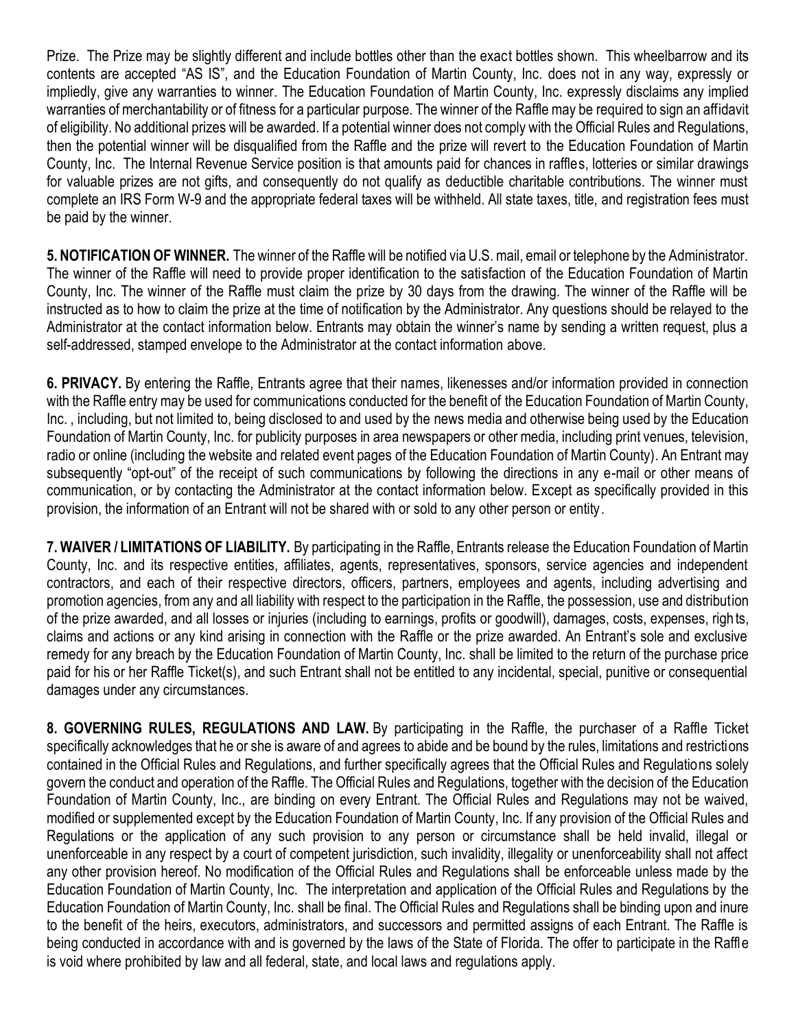Prize. The Prize may be slightly different and include bottles other than the exact bottles shown. This wheelbarrow and its contents are accepted "AS IS", and the Education Foundation of Martin County, Inc. does not in any way, expressly or impliedly, give any warranties to winner. The Education Foundation of Martin County, Inc. expressly disclaims any implied warranties of merchantability or of fitness for a particular purpose. The winner of the Raffle may be required to sign an affidavit of eligibility. No additional prizes will be awarded. If a potential winner does not comply with the Official Rules and Regulations, then the potential winner will be disqualified from the Raffle and the prize will revert to the Education Foundation of Martin County, Inc. The Internal Revenue Service position is that amounts paid for chances in raffles, lotteries or similar drawings for valuable prizes are not gifts, and consequently do not qualify as deductible charitable contributions. The winner must complete an IRS Form W-9 and the appropriate federal taxes will be withheld. All state taxes, title, and registration fees must be paid by the winner.

**5. NOTIFICATION OF WINNER.** The winner of the Raffle will be notified via U.S. mail, email or telephone by the Administrator. The winner of the Raffle will need to provide proper identification to the satisfaction of the Education Foundation of Martin County, Inc. The winner of the Raffle must claim the prize by 30 days from the drawing. The winner of the Raffle will be instructed as to how to claim the prize at the time of notification by the Administrator. Any questions should be relayed to the Administrator at the contact information below. Entrants may obtain the winner's name by sending a written request, plus a self-addressed, stamped envelope to the Administrator at the contact information above.

**6. PRIVACY.** By entering the Raffle, Entrants agree that their names, likenesses and/or information provided in connection with the Raffle entry may be used for communications conducted for the benefit of the Education Foundation of Martin County, Inc. , including, but not limited to, being disclosed to and used by the news media and otherwise being used by the Education Foundation of Martin County, Inc. for publicity purposes in area newspapers or other media, including print venues, television, radio or online (including the website and related event pages of the Education Foundation of Martin County). An Entrant may subsequently "opt-out" of the receipt of such communications by following the directions in any e-mail or other means of communication, or by contacting the Administrator at the contact information below. Except as specifically provided in this provision, the information of an Entrant will not be shared with or sold to any other person or entity.

**7. WAIVER / LIMITATIONS OF LIABILITY.** By participating in the Raffle, Entrants release the Education Foundation of Martin County, Inc. and its respective entities, affiliates, agents, representatives, sponsors, service agencies and independent contractors, and each of their respective directors, officers, partners, employees and agents, including advertising and promotion agencies, from any and all liability with respect to the participation in the Raffle, the possession, use and distribution of the prize awarded, and all losses or injuries (including to earnings, profits or goodwill), damages, costs, expenses, rights, claims and actions or any kind arising in connection with the Raffle or the prize awarded. An Entrant's sole and exclusive remedy for any breach by the Education Foundation of Martin County, Inc. shall be limited to the return of the purchase price paid for his or her Raffle Ticket(s), and such Entrant shall not be entitled to any incidental, special, punitive or consequential damages under any circumstances.

**8. GOVERNING RULES, REGULATIONS AND LAW.** By participating in the Raffle, the purchaser of a Raffle Ticket specifically acknowledges that he or she is aware of and agrees to abide and be bound by the rules, limitations and restrictions contained in the Official Rules and Regulations, and further specifically agrees that the Official Rules and Regulations solely govern the conduct and operation of the Raffle. The Official Rules and Regulations, together with the decision of the Education Foundation of Martin County, Inc., are binding on every Entrant. The Official Rules and Regulations may not be waived, modified or supplemented except by the Education Foundation of Martin County, Inc. If any provision of the Official Rules and Regulations or the application of any such provision to any person or circumstance shall be held invalid, illegal or unenforceable in any respect by a court of competent jurisdiction, such invalidity, illegality or unenforceability shall not affect any other provision hereof. No modification of the Official Rules and Regulations shall be enforceable unless made by the Education Foundation of Martin County, Inc. The interpretation and application of the Official Rules and Regulations by the Education Foundation of Martin County, Inc. shall be final. The Official Rules and Regulations shall be binding upon and inure to the benefit of the heirs, executors, administrators, and successors and permitted assigns of each Entrant. The Raffle is being conducted in accordance with and is governed by the laws of the State of Florida. The offer to participate in the Raffle is void where prohibited by law and all federal, state, and local laws and regulations apply.